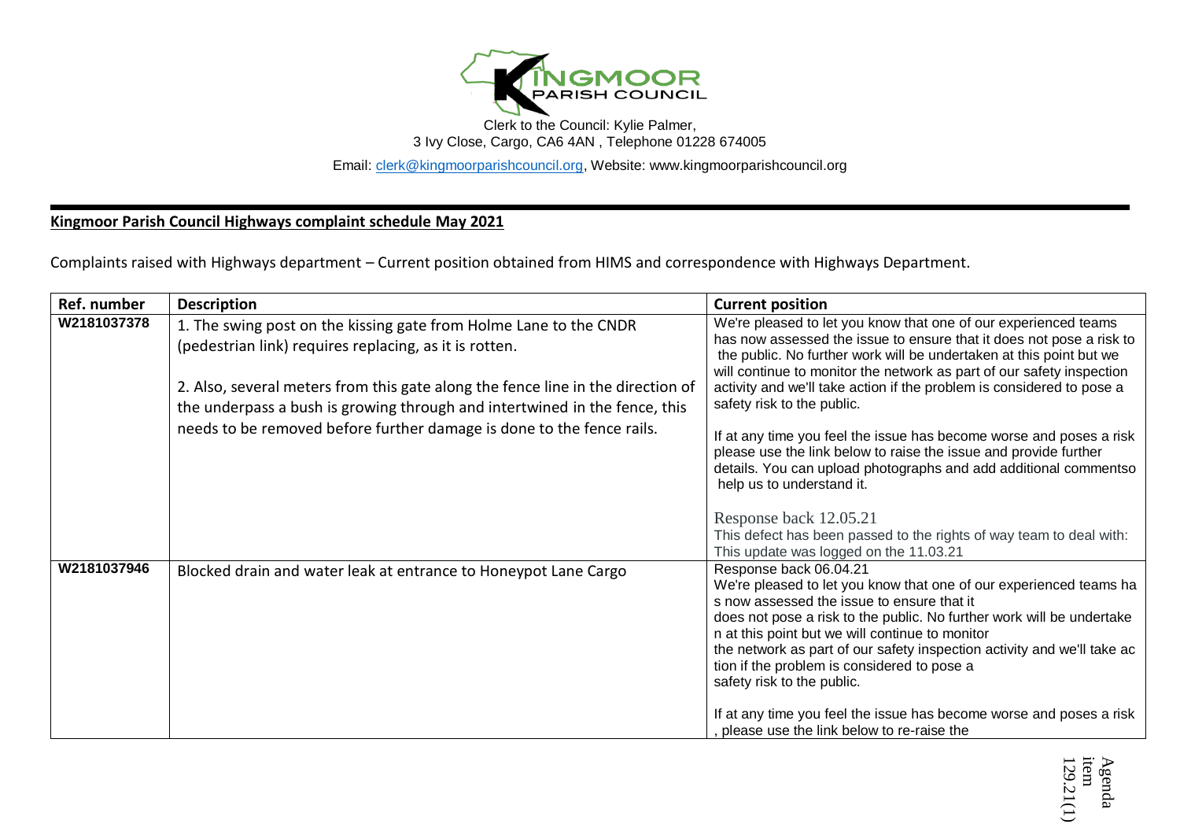Clerk to the Council: Kylie Palmer,
3 Ivy Close, Cargo, CA6 4AN , Telephone 01228 674005

Email: clerk@kingmoorparishcouncil.org, Website: www.kingmoorparishcouncil.org

**Kingmoor Parish Council Highways complaint schedule May 2021**

Complaints raised with Highways department – Current position obtained from HIMS and correspondence with Highways Department.

| Ref. number | Description | Current position |
|---|---|---|
| W2181037378 | 1. The swing post on the kissing gate from Holme Lane to the CNDR (pedestrian link) requires replacing, as it is rotten.<br><br>2. Also, several meters from this gate along the fence line in the direction of the underpass a bush is growing through and intertwined in the fence, this needs to be removed before further damage is done to the fence rails. | We're pleased to let you know that one of our experienced teams has now assessed the issue to ensure that it does not pose a risk to the public. No further work will be undertaken at this point but we will continue to monitor the network as part of our safety inspection activity and we'll take action if the problem is considered to pose a safety risk to the public.<br><br>If at any time you feel the issue has become worse and poses a risk please use the link below to raise the issue and provide further details. You can upload photographs and add additional commentso help us to understand it.<br><br>Response back 12.05.21<br>This defect has been passed to the rights of way team to deal with: This update was logged on the 11.03.21 |
| W2181037946 | Blocked drain and water leak at entrance to Honeypot Lane Cargo | Response back 06.04.21<br>We're pleased to let you know that one of our experienced teams ha s now assessed the issue to ensure that it does not pose a risk to the public. No further work will be undertake n at this point but we will continue to monitor the network as part of our safety inspection activity and we'll take ac tion if the problem is considered to pose a safety risk to the public.<br><br>If at any time you feel the issue has become worse and poses a risk , please use the link below to re-raise the |

Agenda item 129.21(1)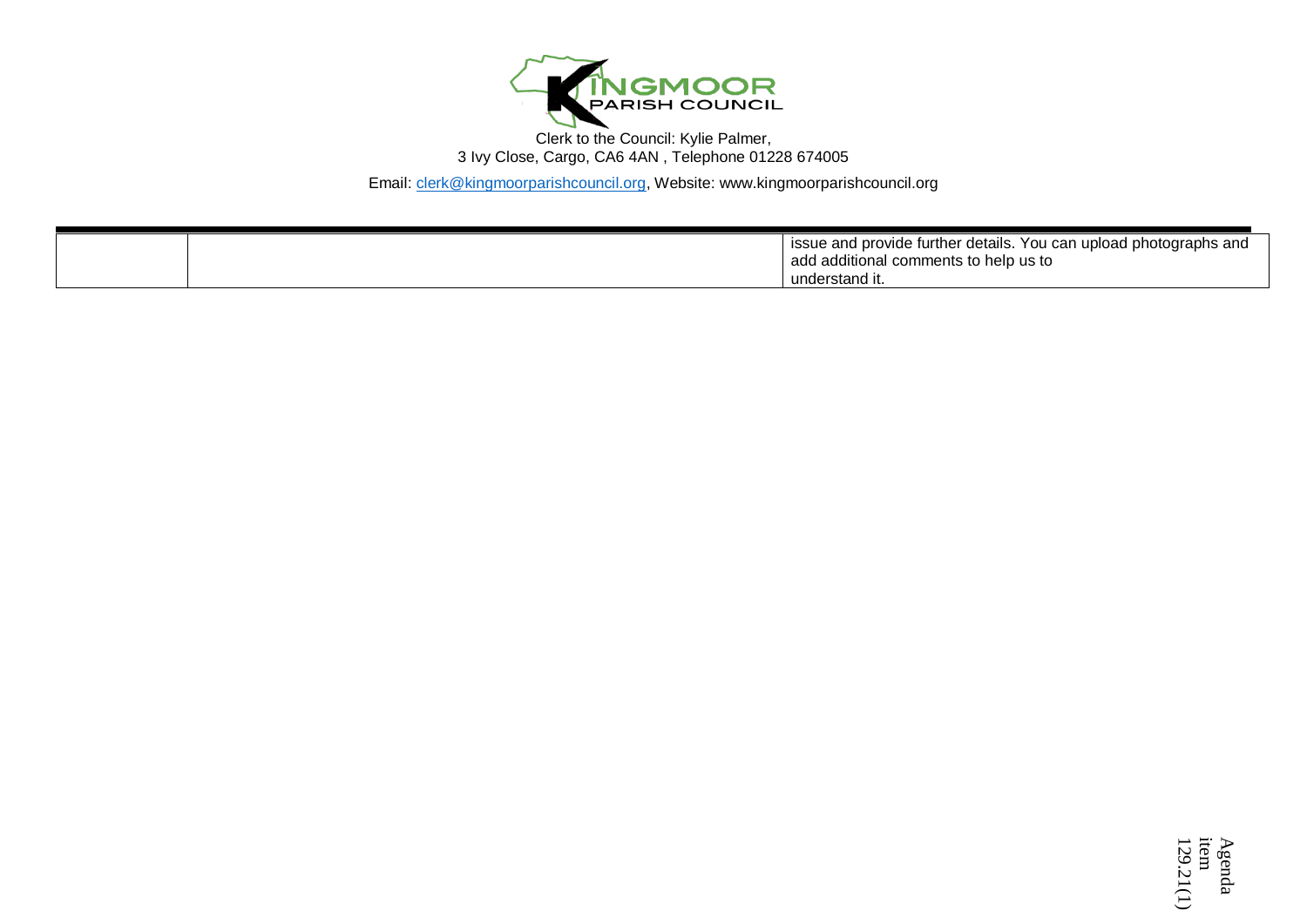Clerk to the Council: Kylie Palmer,
3 Ivy Close, Cargo, CA6 4AN , Telephone 01228 674005

Email: clerk@kingmoorparishcouncil.org, Website: www.kingmoorparishcouncil.org

| | | |
|---|---|---|
| | | issue and provide further details. You can upload photographs and add additional comments to help us to understand it. |

Agenda item 129.21(1)